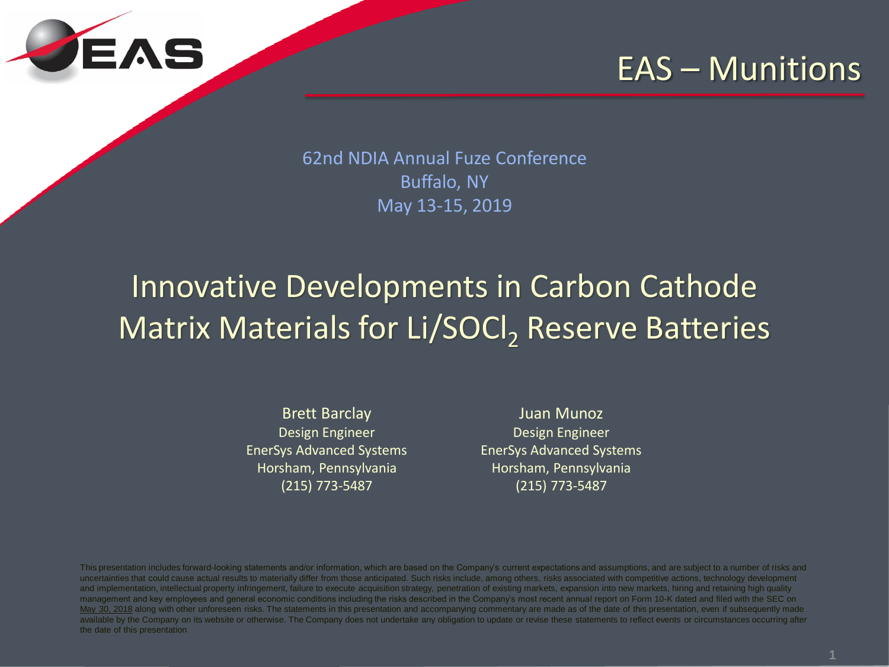EAS

# EAS – Munitions

62nd NDIA Annual Fuze Conference
Buffalo, NY
May 13-15, 2019

# Innovative Developments in Carbon Cathode Matrix Materials for $Li/SOCl_2$ Reserve Batteries

**Brett Barclay**
Design Engineer
EnerSys Advanced Systems
Horsham, Pennsylvania
(215) 773-5487

**Juan Munoz**
Design Engineer
EnerSys Advanced Systems
Horsham, Pennsylvania
(215) 773-5487

This presentation includes forward-looking statements and/or information, which are based on the Company's current expectations and assumptions, and are subject to a number of risks and uncertainties that could cause actual results to materially differ from those anticipated. Such risks include, among others, risks associated with competitive actions, technology development and implementation, intellectual property infringement, failure to execute acquisition strategy, penetration of existing markets, expansion into new markets, hiring and retaining high quality management and key employees and general economic conditions including the risks described in the Company's most recent annual report on Form 10-K dated and filed with the SEC on May 30, 2018 along with other unforeseen risks. The statements in this presentation and accompanying commentary are made as of the date of this presentation, even if subsequently made available by the Company on its website or otherwise. The Company does not undertake any obligation to update or revise these statements to reflect events or circumstances occurring after the date of this presentation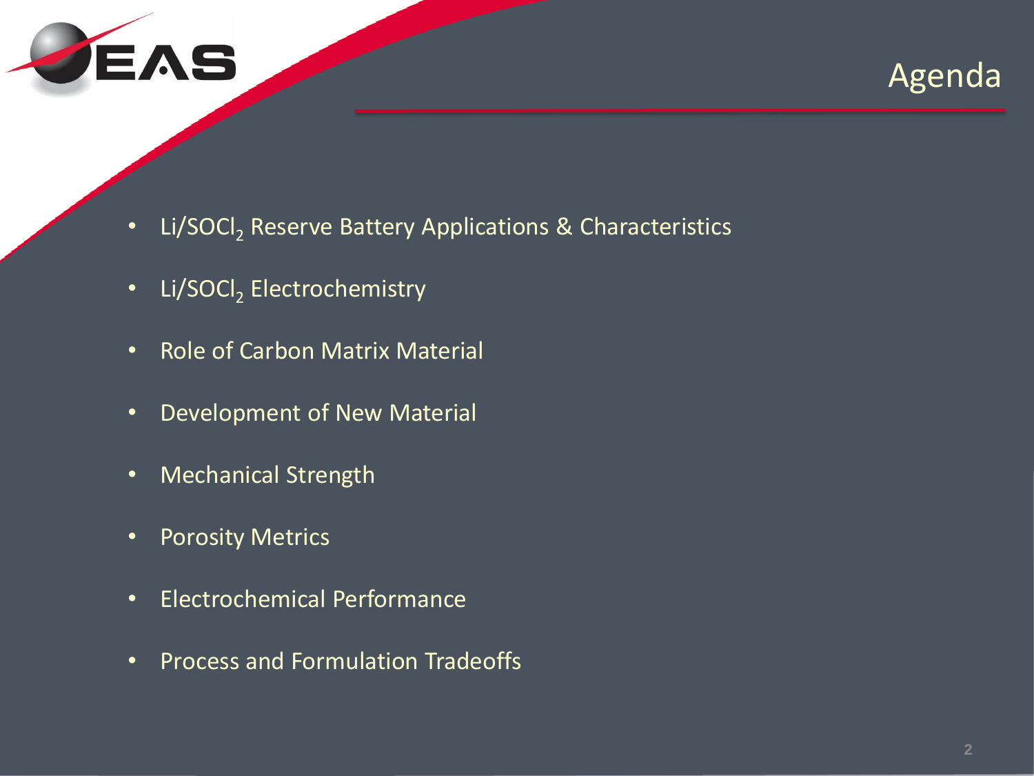# Agenda

- $Li/SOCl_2$ Reserve Battery Applications & Characteristics
- $Li/SOCl_2$ Electrochemistry
- Role of Carbon Matrix Material
- Development of New Material
- Mechanical Strength
- Porosity Metrics
- Electrochemical Performance
- Process and Formulation Tradeoffs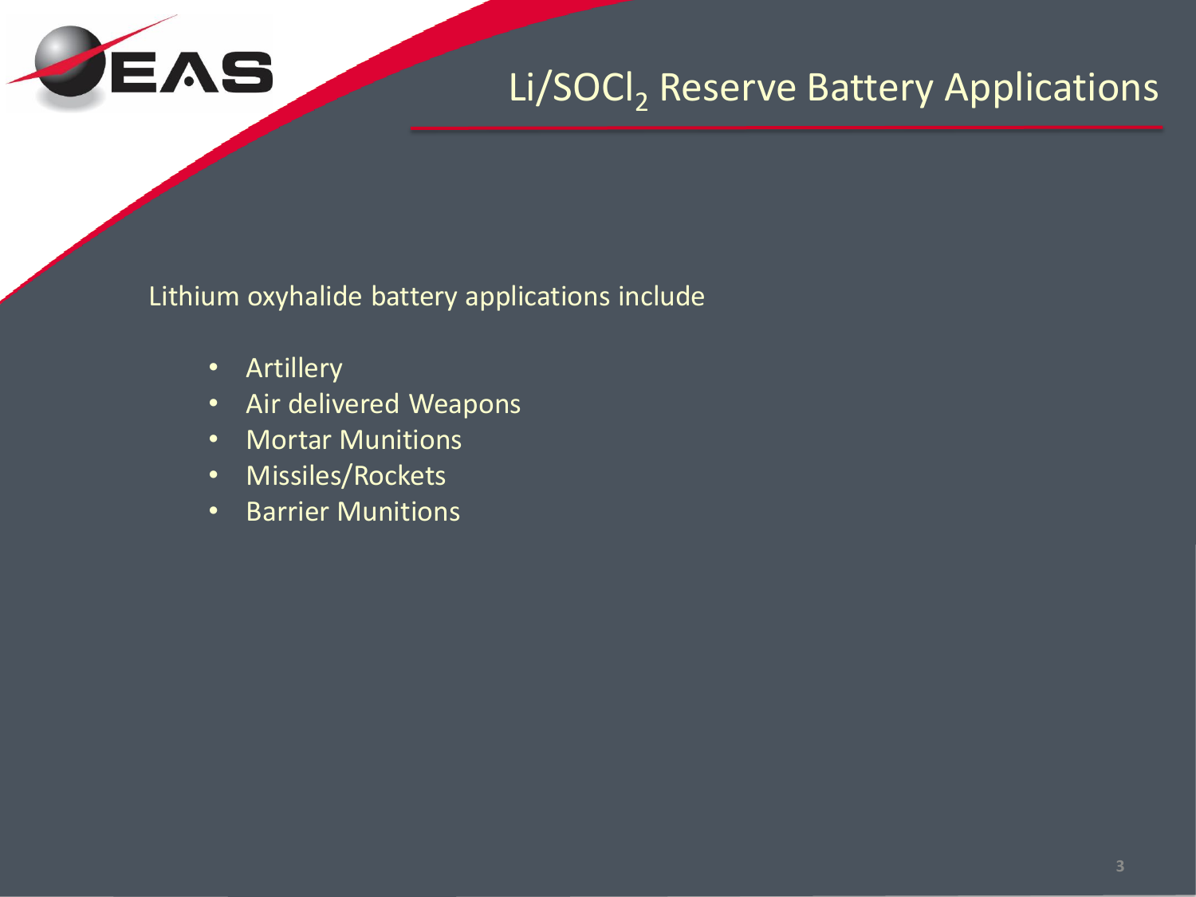# Li/$SOCl_2$ Reserve Battery Applications

Lithium oxyhalide battery applications include

- Artillery
- Air delivered Weapons
- Mortar Munitions
- Missiles/Rockets
- Barrier Munitions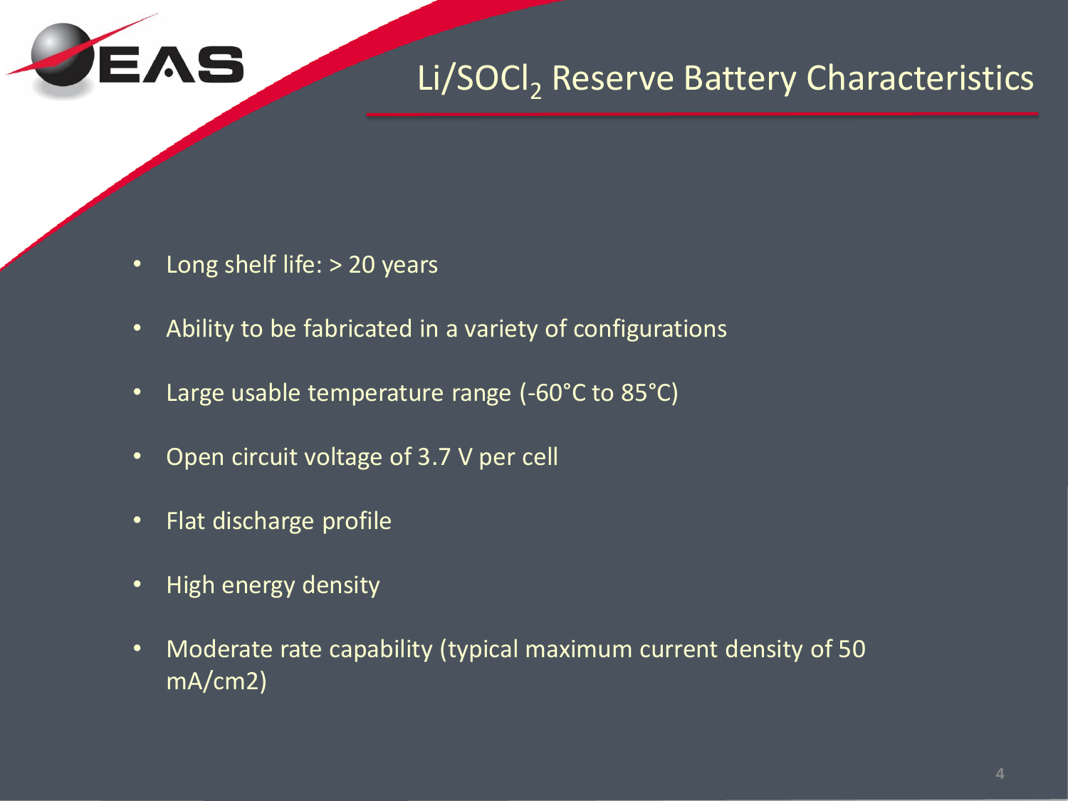# $Li/SOCl_2$ Reserve Battery Characteristics

- Long shelf life: > 20 years
- Ability to be fabricated in a variety of configurations
- Large usable temperature range (-60°C to 85°C)
- Open circuit voltage of 3.7 V per cell
- Flat discharge profile
- High energy density
- Moderate rate capability (typical maximum current density of 50 mA/cm2)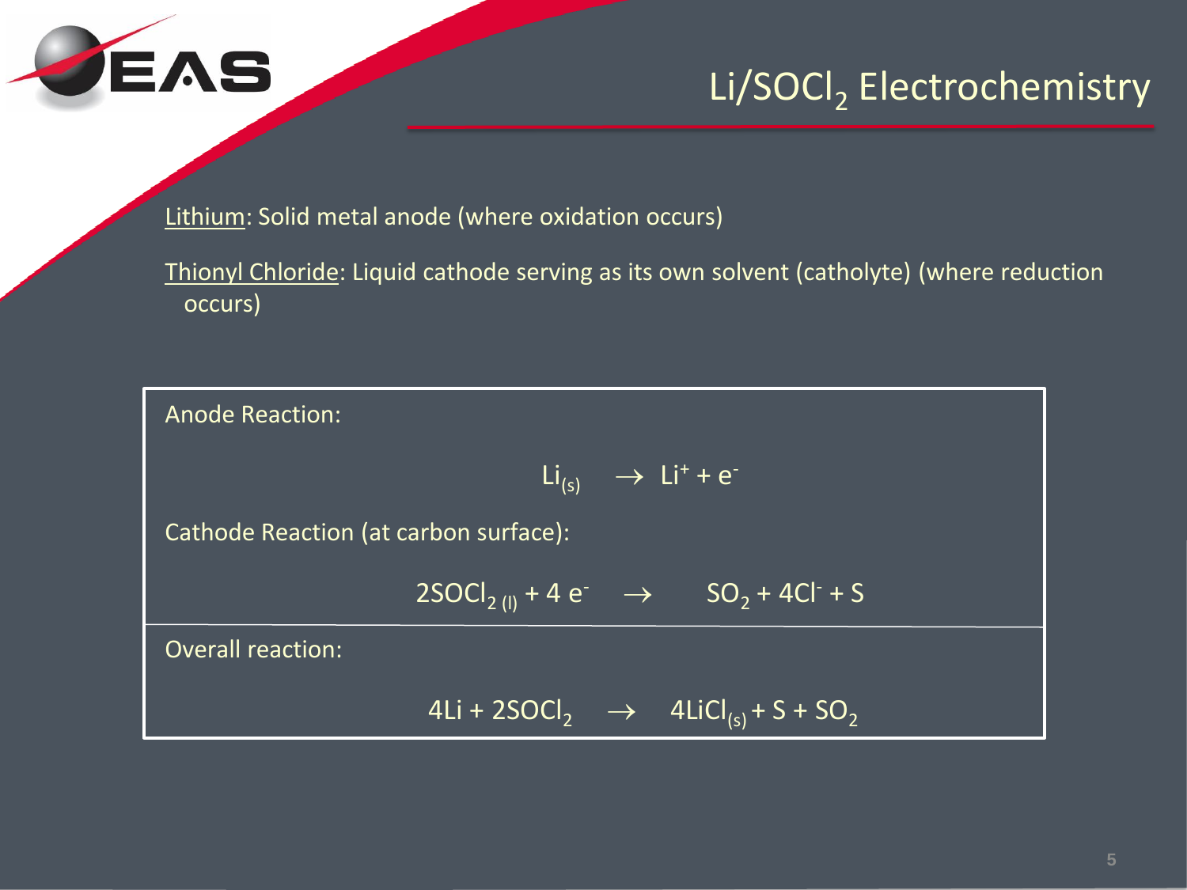# $Li/SOCl_2$ Electrochemistry

Lithium: Solid metal anode (where oxidation occurs)

Thionyl Chloride: Liquid cathode serving as its own solvent (catholyte) (where reduction occurs)

Anode Reaction:

$$Li_{(s)} \rightarrow Li^{+} + e^{-}$$

Cathode Reaction (at carbon surface):

$$2SOCl_{2\,(l)} + 4\,e^{-} \rightarrow SO_2 + 4Cl^{-} + S$$

Overall reaction:

$$4Li + 2SOCl_2 \rightarrow 4LiCl_{(s)} + S + SO_2$$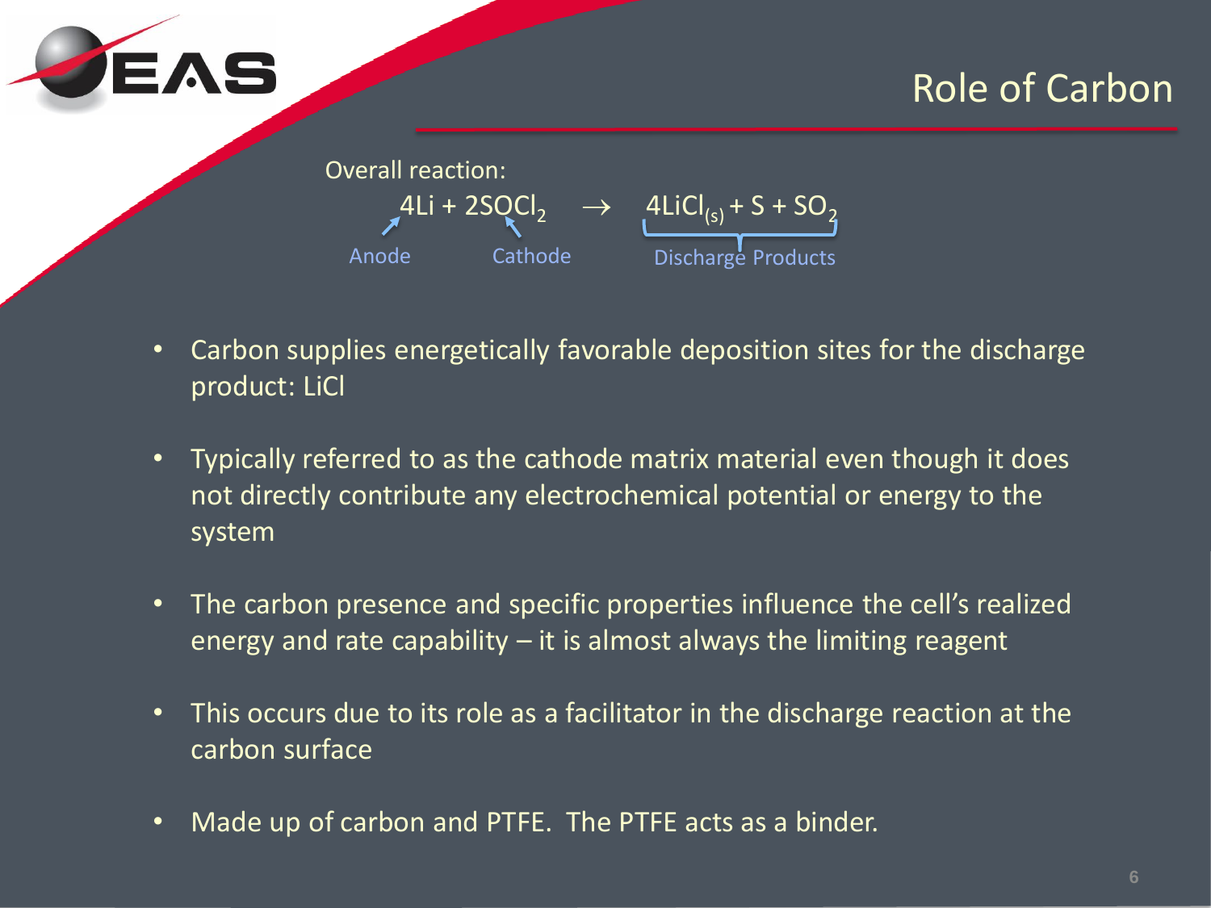# Role of Carbon

Overall reaction:

$$4Li + 2SOCl_2 \rightarrow 4LiCl_{(s)} + S + SO_2$$

Anode (Li) — Cathode ($SOCl_2$) — Discharge Products ($4LiCl_{(s)} + S + SO_2$)

- Carbon supplies energetically favorable deposition sites for the discharge product: LiCl
- Typically referred to as the cathode matrix material even though it does not directly contribute any electrochemical potential or energy to the system
- The carbon presence and specific properties influence the cell's realized energy and rate capability – it is almost always the limiting reagent
- This occurs due to its role as a facilitator in the discharge reaction at the carbon surface
- Made up of carbon and PTFE. The PTFE acts as a binder.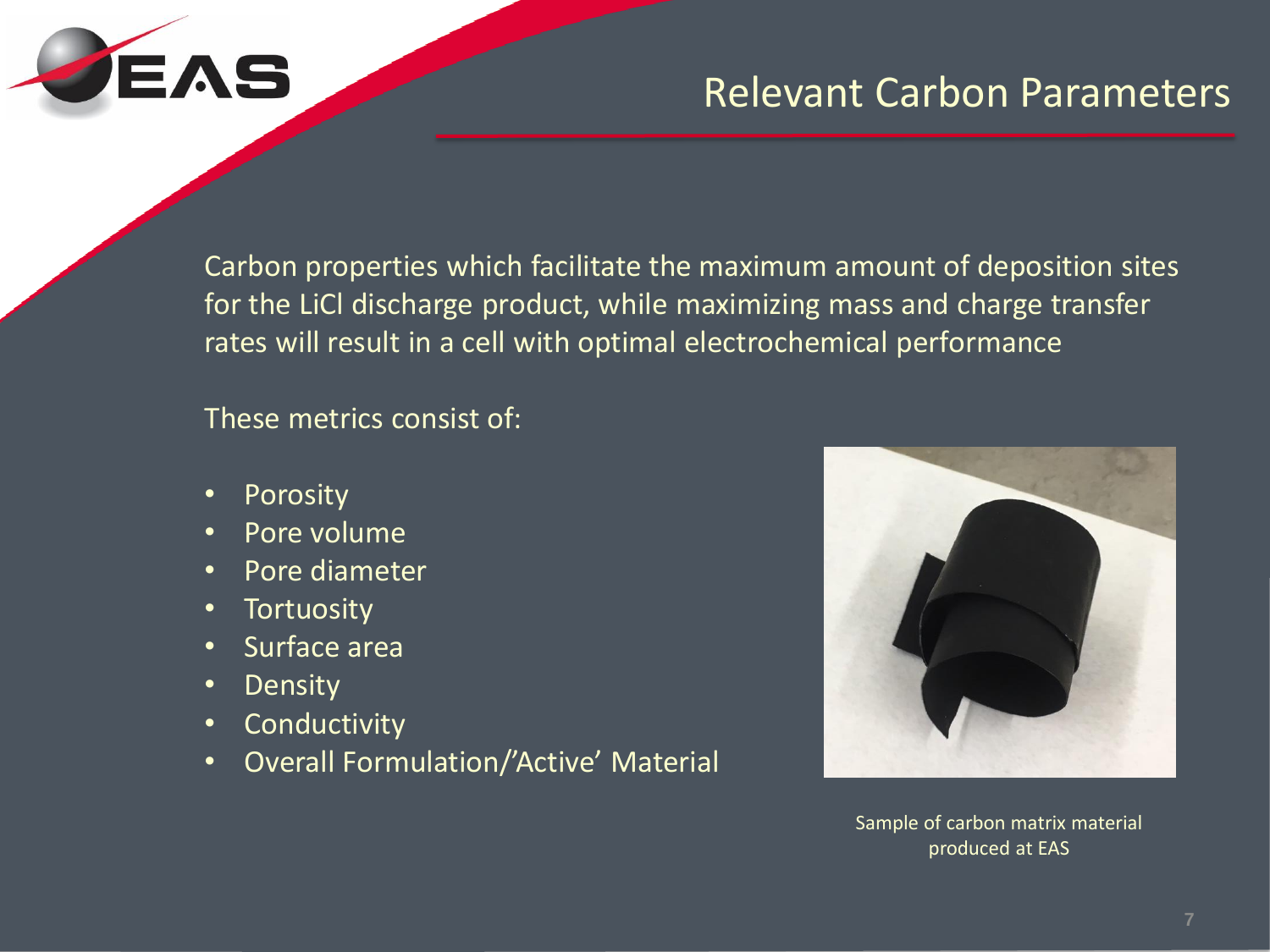# Relevant Carbon Parameters

Carbon properties which facilitate the maximum amount of deposition sites for the LiCl discharge product, while maximizing mass and charge transfer rates will result in a cell with optimal electrochemical performance

These metrics consist of:

- Porosity
- Pore volume
- Pore diameter
- Tortuosity
- Surface area
- Density
- Conductivity
- Overall Formulation/'Active' Material

Sample of carbon matrix material produced at EAS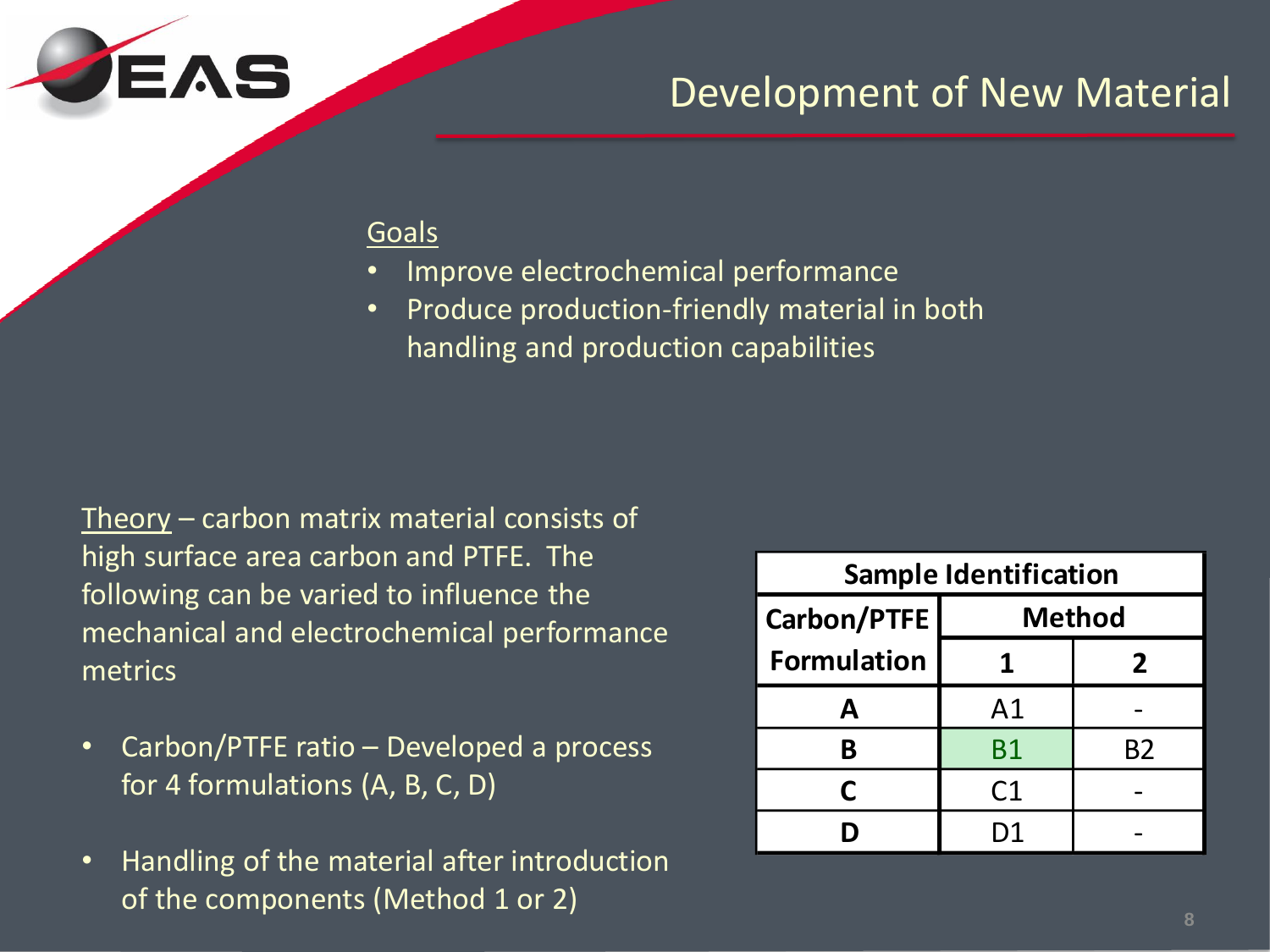# Development of New Material

<u>Goals</u>

- Improve electrochemical performance
- Produce production-friendly material in both handling and production capabilities

<u>Theory</u> – carbon matrix material consists of high surface area carbon and PTFE. The following can be varied to influence the mechanical and electrochemical performance metrics

- Carbon/PTFE ratio – Developed a process for 4 formulations (A, B, C, D)
- Handling of the material after introduction of the components (Method 1 or 2)

| Sample Identification | | |
|---|---|---|
| **Carbon/PTFE Formulation** | **Method** | |
| | **1** | **2** |
| **A** | A1 | - |
| **B** | B1 | B2 |
| **C** | C1 | - |
| **D** | D1 | - |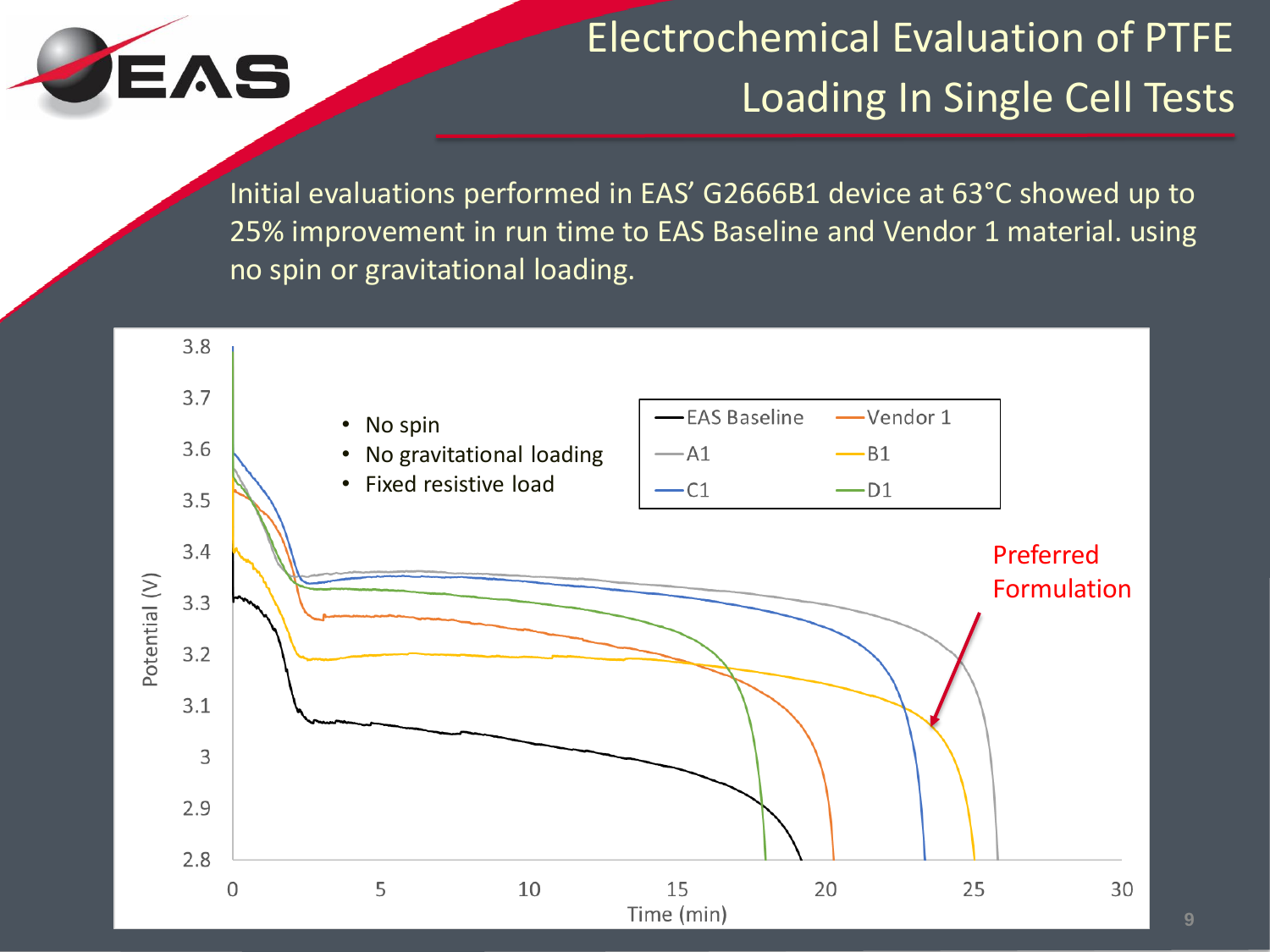# Electrochemical Evaluation of PTFE Loading In Single Cell Tests

Initial evaluations performed in EAS' G2666B1 device at 63°C showed up to 25% improvement in run time to EAS Baseline and Vendor 1 material. using no spin or gravitational loading.

- No spin
- No gravitational loading
- Fixed resistive load

Legend: EAS Baseline, Vendor 1, A1, B1, C1, D1

Preferred Formulation

Potential (V) vs. Time (min)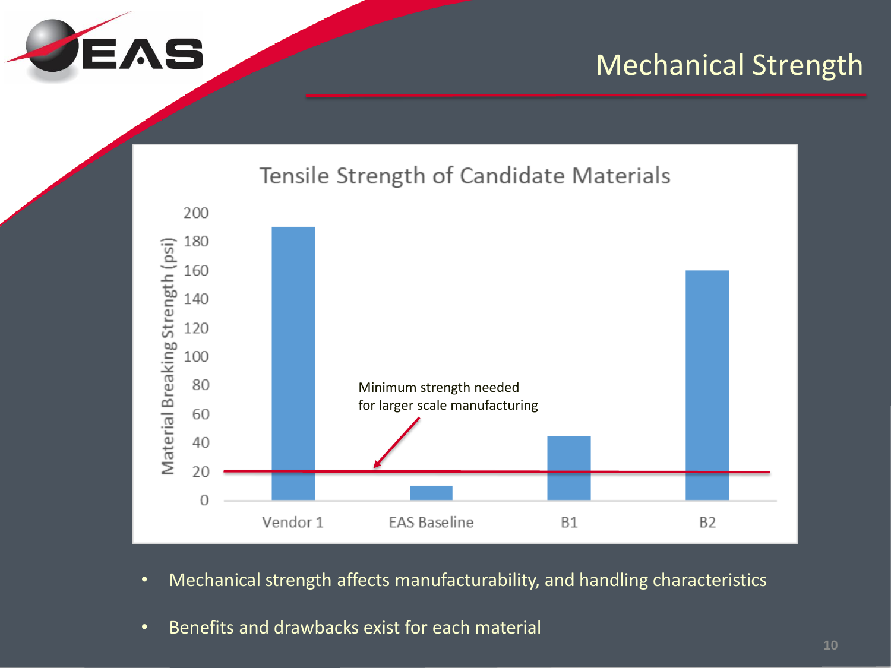# Mechanical Strength

**Tensile Strength of Candidate Materials**

Material Breaking Strength (psi)

Minimum strength needed for larger scale manufacturing

| Material | Approx. Breaking Strength (psi) |
|---|---|
| Vendor 1 | ~190 |
| EAS Baseline | ~10 |
| B1 | ~45 |
| B2 | ~160 |

- Mechanical strength affects manufacturability, and handling characteristics
- Benefits and drawbacks exist for each material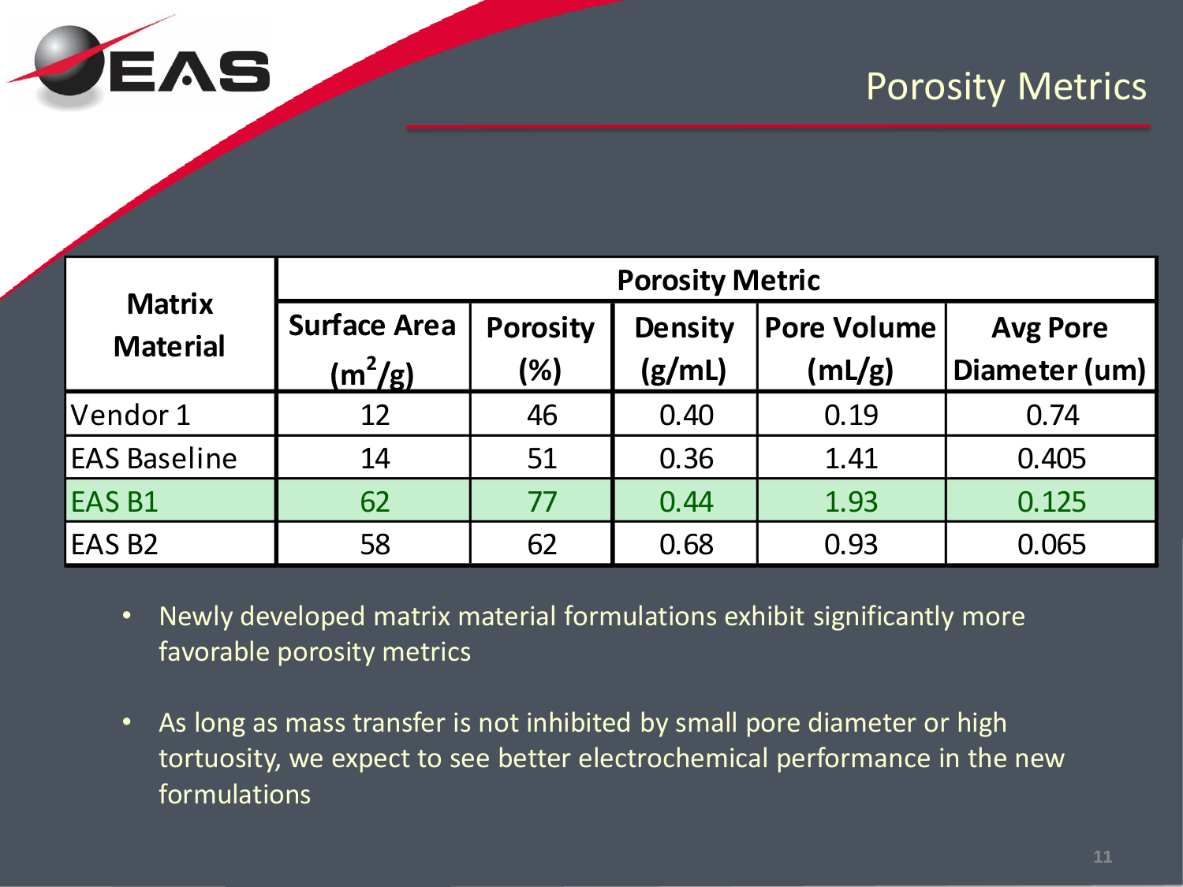# Porosity Metrics

| Matrix Material | Porosity Metric | | | | |
|---|---|---|---|---|---|
| | Surface Area ($m^2/g$) | Porosity (%) | Density (g/mL) | Pore Volume (mL/g) | Avg Pore Diameter (um) |
| Vendor 1 | 12 | 46 | 0.40 | 0.19 | 0.74 |
| EAS Baseline | 14 | 51 | 0.36 | 1.41 | 0.405 |
| EAS B1 | 62 | 77 | 0.44 | 1.93 | 0.125 |
| EAS B2 | 58 | 62 | 0.68 | 0.93 | 0.065 |

- Newly developed matrix material formulations exhibit significantly more favorable porosity metrics
- As long as mass transfer is not inhibited by small pore diameter or high tortuosity, we expect to see better electrochemical performance in the new formulations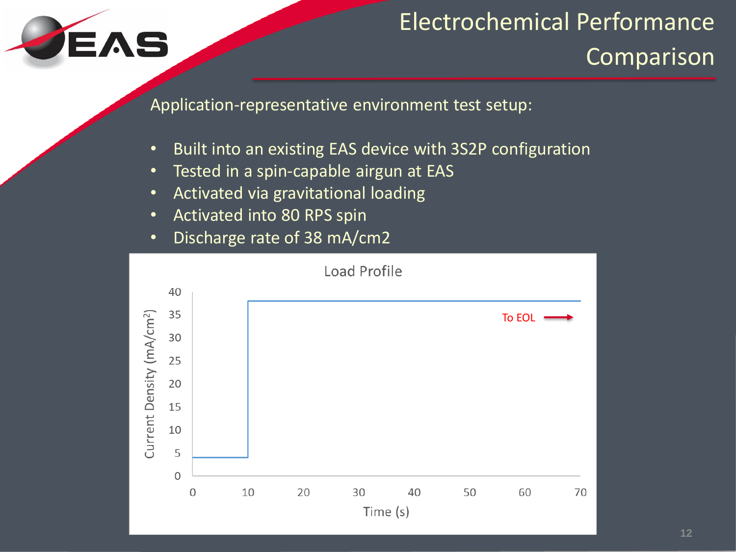# Electrochemical Performance Comparison

Application-representative environment test setup:

- Built into an existing EAS device with 3S2P configuration
- Tested in a spin-capable airgun at EAS
- Activated via gravitational loading
- Activated into 80 RPS spin
- Discharge rate of 38 mA/cm2

Load Profile

Current Density (mA/cm²)

To EOL

Time (s)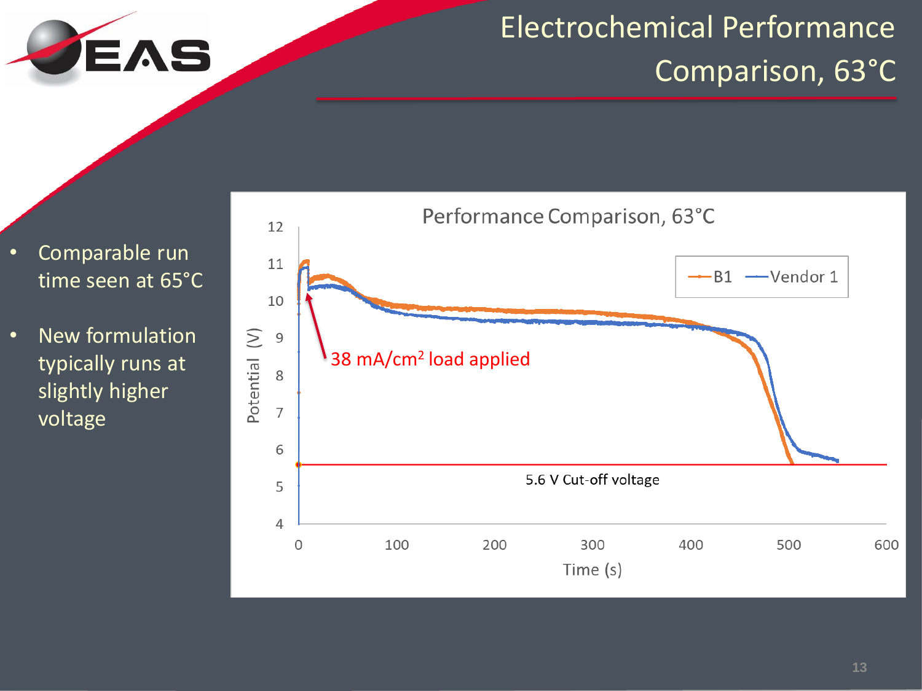# Electrochemical Performance Comparison, 63°C

- Comparable run time seen at 65°C
- New formulation typically runs at slightly higher voltage

Performance Comparison, 63°C

B1 — Vendor 1

38 mA/cm$^2$ load applied

5.6 V Cut-off voltage

Potential (V)

Time (s)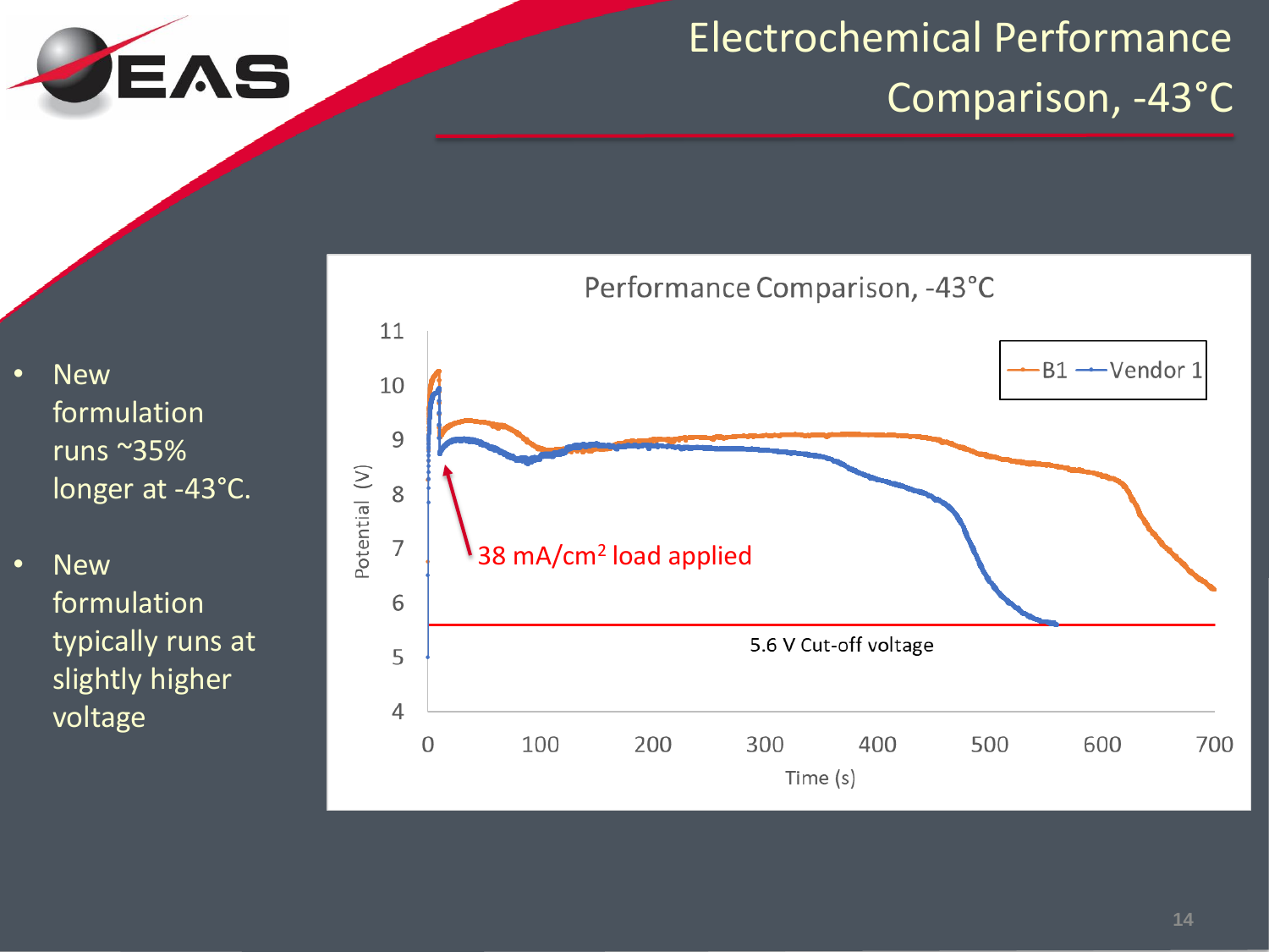# Electrochemical Performance Comparison, -43°C

- New formulation runs ~35% longer at -43°C.
- New formulation typically runs at slightly higher voltage

Performance Comparison, -43°C

B1 — Vendor 1

38 mA/cm$^2$ load applied

5.6 V Cut-off voltage

Potential (V)

Time (s)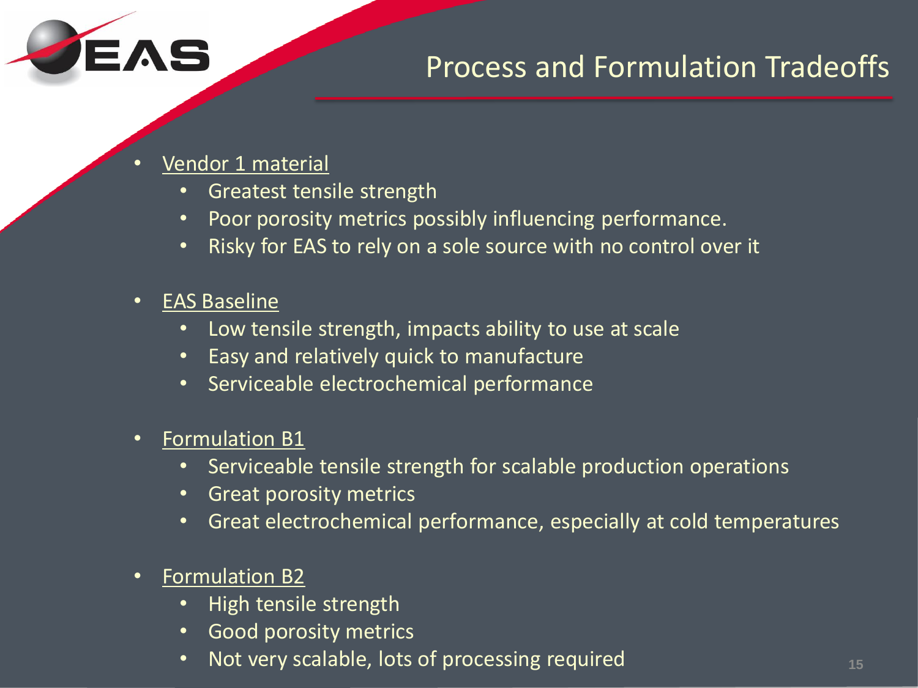# Process and Formulation Tradeoffs

- Vendor 1 material
    - Greatest tensile strength
    - Poor porosity metrics possibly influencing performance.
    - Risky for EAS to rely on a sole source with no control over it

- EAS Baseline
    - Low tensile strength, impacts ability to use at scale
    - Easy and relatively quick to manufacture
    - Serviceable electrochemical performance

- Formulation B1
    - Serviceable tensile strength for scalable production operations
    - Great porosity metrics
    - Great electrochemical performance, especially at cold temperatures

- Formulation B2
    - High tensile strength
    - Good porosity metrics
    - Not very scalable, lots of processing required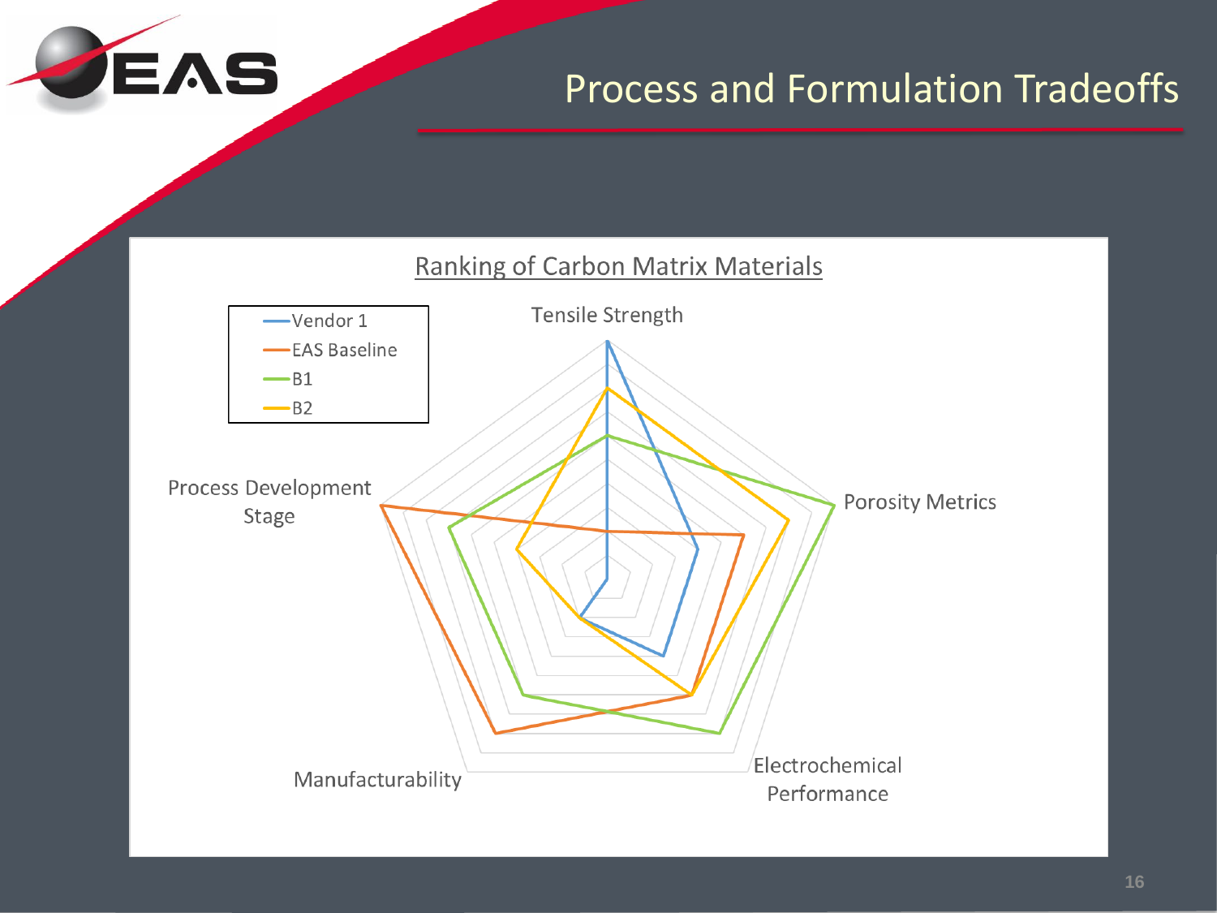# Process and Formulation Tradeoffs

Ranking of Carbon Matrix Materials

- Vendor 1
- EAS Baseline
- B1
- B2

Tensile Strength

Porosity Metrics

Electrochemical Performance

Manufacturability

Process Development Stage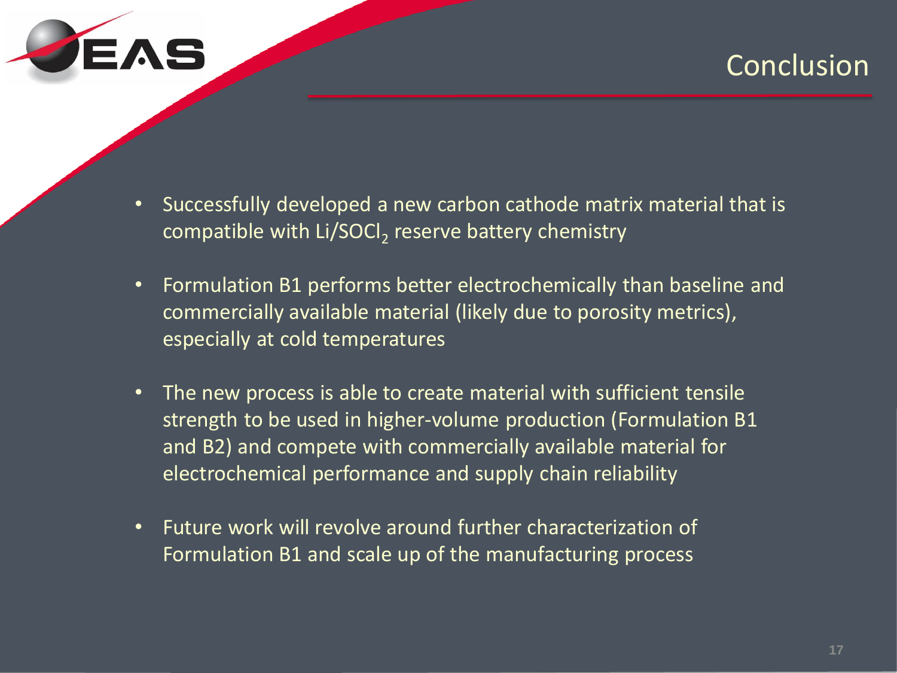# Conclusion

- Successfully developed a new carbon cathode matrix material that is compatible with $Li/SOCl_2$ reserve battery chemistry
- Formulation B1 performs better electrochemically than baseline and commercially available material (likely due to porosity metrics), especially at cold temperatures
- The new process is able to create material with sufficient tensile strength to be used in higher-volume production (Formulation B1 and B2) and compete with commercially available material for electrochemical performance and supply chain reliability
- Future work will revolve around further characterization of Formulation B1 and scale up of the manufacturing process